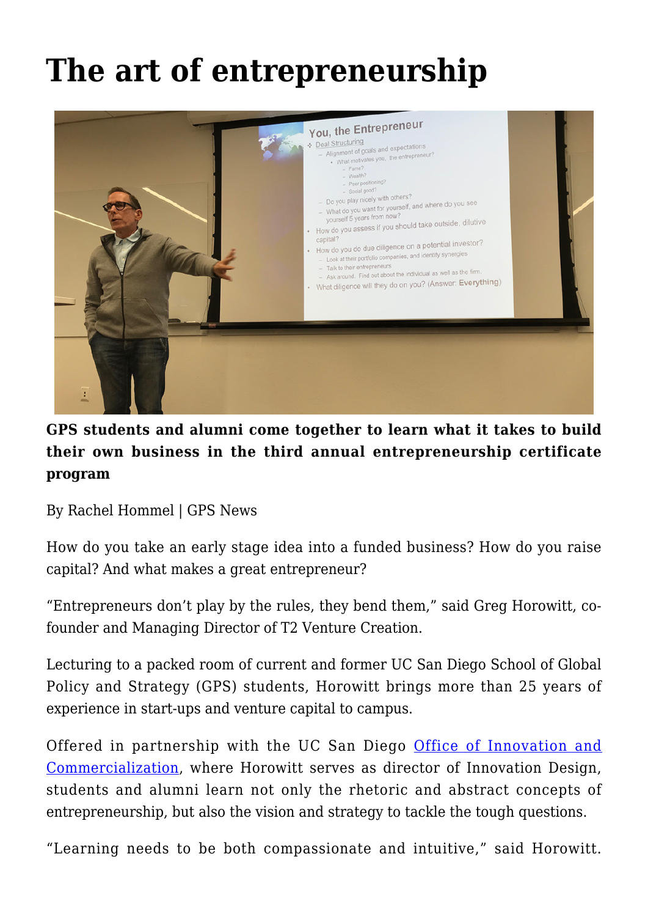# The art of entrepreneurship

**GPS students and alumni come together to learn what it takes to build their own business in the third annual entrepreneurship certificate program**

By Rachel Hommel | GPS News

How do you take an early stage idea into a funded business? How do you raise capital? And what makes a great entrepreneur?

"Entrepreneurs don't play by the rules, they bend them," said Greg Horowitt, co-founder and Managing Director of T2 Venture Creation.

Lecturing to a packed room of current and former UC San Diego School of Global Policy and Strategy (GPS) students, Horowitt brings more than 25 years of experience in start-ups and venture capital to campus.

Offered in partnership with the UC San Diego Office of Innovation and Commercialization, where Horowitt serves as director of Innovation Design, students and alumni learn not only the rhetoric and abstract concepts of entrepreneurship, but also the vision and strategy to tackle the tough questions.

"Learning needs to be both compassionate and intuitive," said Horowitt.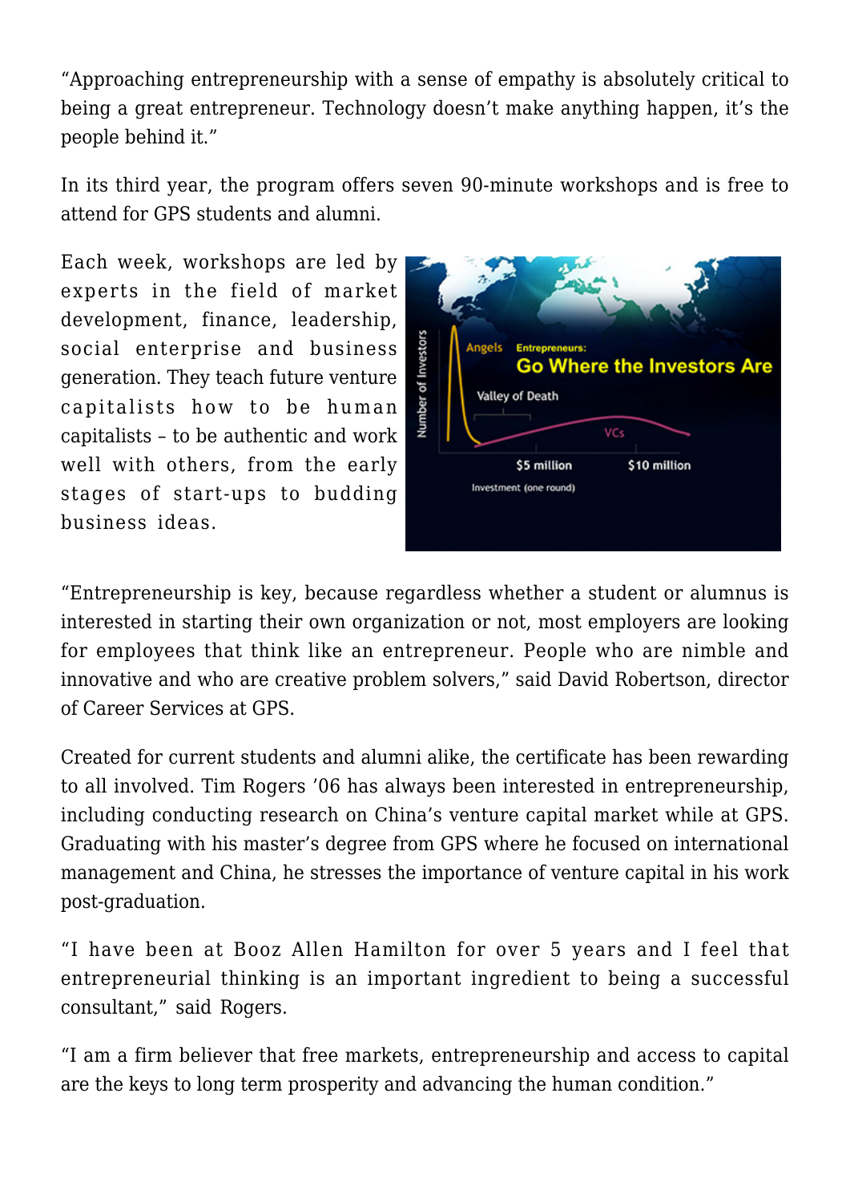"Approaching entrepreneurship with a sense of empathy is absolutely critical to being a great entrepreneur. Technology doesn't make anything happen, it's the people behind it."

In its third year, the program offers seven 90-minute workshops and is free to attend for GPS students and alumni.

Each week, workshops are led by experts in the field of market development, finance, leadership, social enterprise and business generation. They teach future venture capitalists how to be human capitalists – to be authentic and work well with others, from the early stages of start-ups to budding business ideas.

"Entrepreneurship is key, because regardless whether a student or alumnus is interested in starting their own organization or not, most employers are looking for employees that think like an entrepreneur. People who are nimble and innovative and who are creative problem solvers," said David Robertson, director of Career Services at GPS.

Created for current students and alumni alike, the certificate has been rewarding to all involved. Tim Rogers '06 has always been interested in entrepreneurship, including conducting research on China's venture capital market while at GPS. Graduating with his master's degree from GPS where he focused on international management and China, he stresses the importance of venture capital in his work post-graduation.

"I have been at Booz Allen Hamilton for over 5 years and I feel that entrepreneurial thinking is an important ingredient to being a successful consultant," said Rogers.

"I am a firm believer that free markets, entrepreneurship and access to capital are the keys to long term prosperity and advancing the human condition."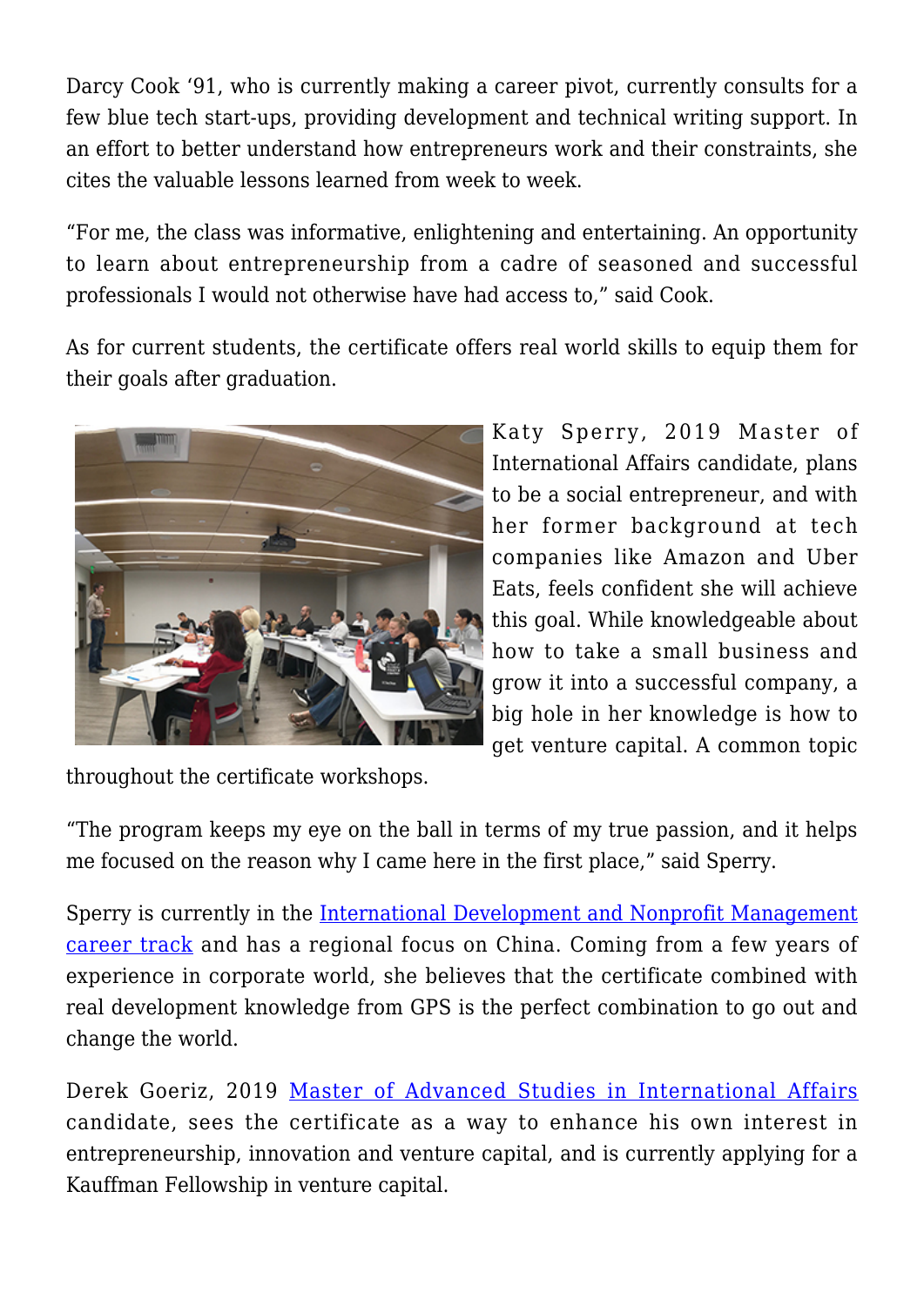Darcy Cook '91, who is currently making a career pivot, currently consults for a few blue tech start-ups, providing development and technical writing support. In an effort to better understand how entrepreneurs work and their constraints, she cites the valuable lessons learned from week to week.

"For me, the class was informative, enlightening and entertaining. An opportunity to learn about entrepreneurship from a cadre of seasoned and successful professionals I would not otherwise have had access to," said Cook.

As for current students, the certificate offers real world skills to equip them for their goals after graduation.

Katy Sperry, 2019 Master of International Affairs candidate, plans to be a social entrepreneur, and with her former background at tech companies like Amazon and Uber Eats, feels confident she will achieve this goal. While knowledgeable about how to take a small business and grow it into a successful company, a big hole in her knowledge is how to get venture capital. A common topic throughout the certificate workshops.

"The program keeps my eye on the ball in terms of my true passion, and it helps me focused on the reason why I came here in the first place," said Sperry.

Sperry is currently in the International Development and Nonprofit Management career track and has a regional focus on China. Coming from a few years of experience in corporate world, she believes that the certificate combined with real development knowledge from GPS is the perfect combination to go out and change the world.

Derek Goeriz, 2019 Master of Advanced Studies in International Affairs candidate, sees the certificate as a way to enhance his own interest in entrepreneurship, innovation and venture capital, and is currently applying for a Kauffman Fellowship in venture capital.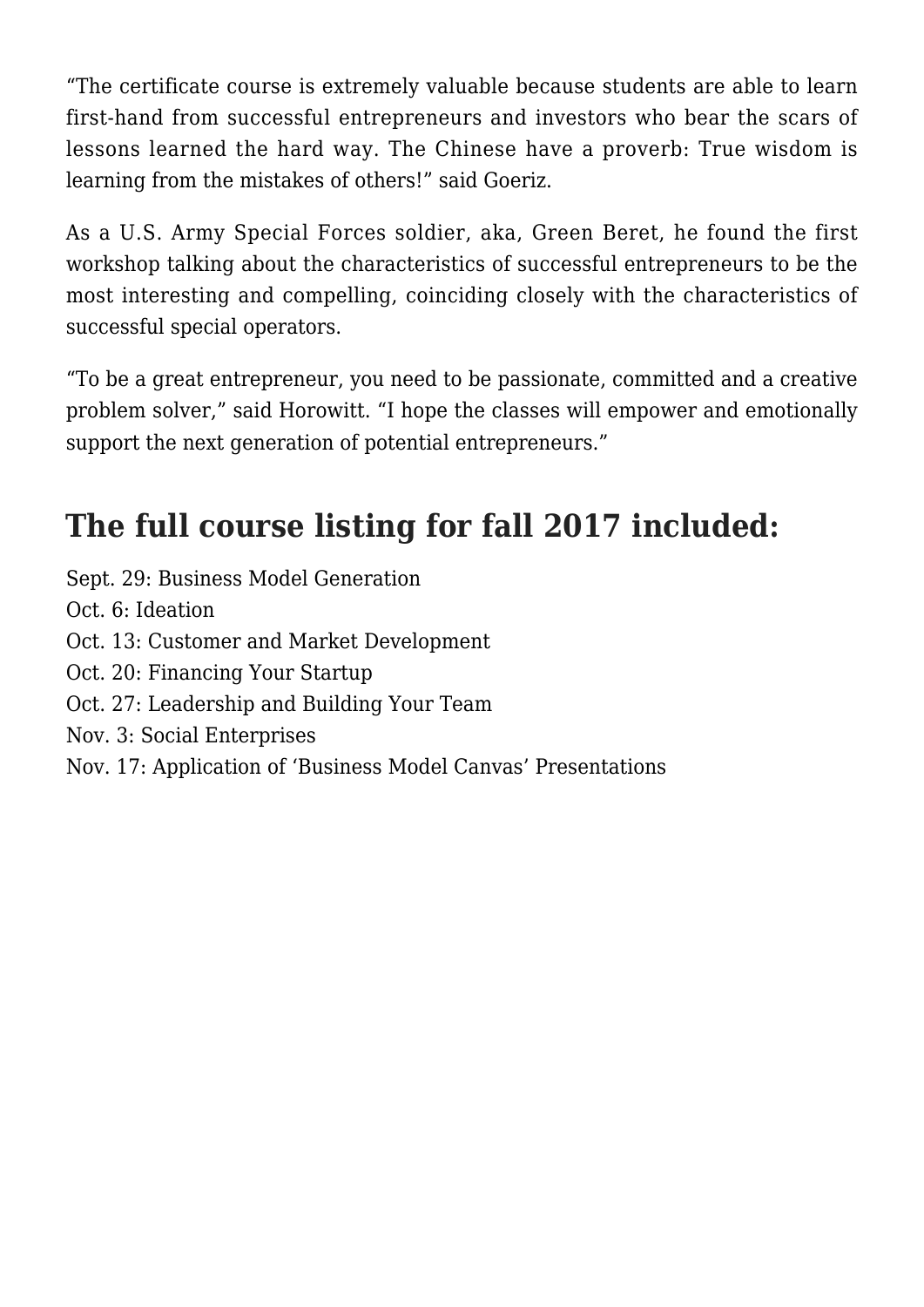"The certificate course is extremely valuable because students are able to learn first-hand from successful entrepreneurs and investors who bear the scars of lessons learned the hard way. The Chinese have a proverb: True wisdom is learning from the mistakes of others!" said Goeriz.

As a U.S. Army Special Forces soldier, aka, Green Beret, he found the first workshop talking about the characteristics of successful entrepreneurs to be the most interesting and compelling, coinciding closely with the characteristics of successful special operators.

"To be a great entrepreneur, you need to be passionate, committed and a creative problem solver," said Horowitt. "I hope the classes will empower and emotionally support the next generation of potential entrepreneurs."

## The full course listing for fall 2017 included:

Sept. 29: Business Model Generation
Oct. 6: Ideation
Oct. 13: Customer and Market Development
Oct. 20: Financing Your Startup
Oct. 27: Leadership and Building Your Team
Nov. 3: Social Enterprises
Nov. 17: Application of 'Business Model Canvas' Presentations